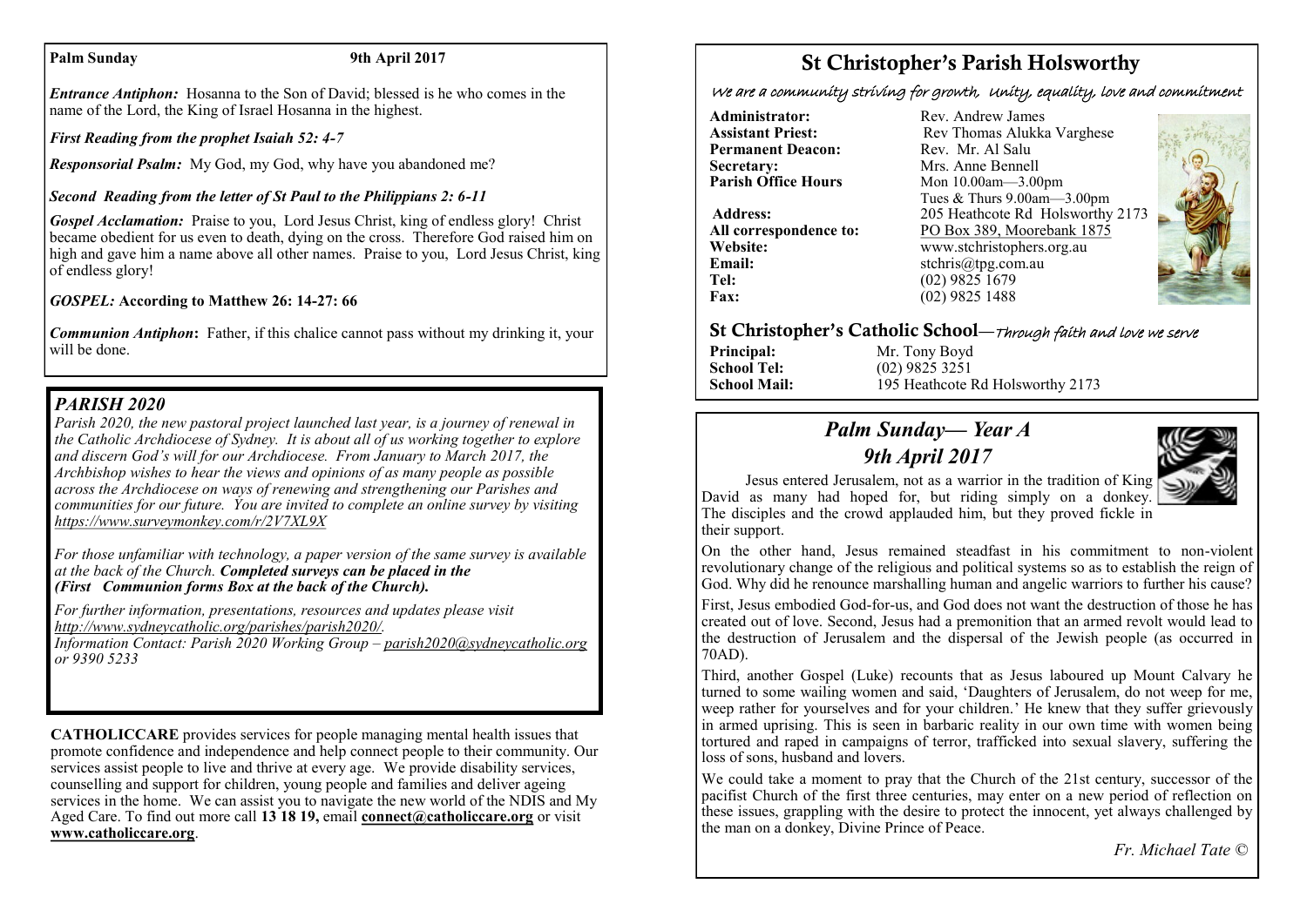**Palm Sunday** **9th April 2017**

***Entrance Antiphon:*** Hosanna to the Son of David; blessed is he who comes in the name of the Lord, the King of Israel Hosanna in the highest.

***First Reading from the prophet Isaiah 52: 4-7***

***Responsorial Psalm:*** My God, my God, why have you abandoned me?

***Second Reading from the letter of St Paul to the Philippians 2: 6-11***

***Gospel Acclamation:*** Praise to you, Lord Jesus Christ, king of endless glory! Christ became obedient for us even to death, dying on the cross. Therefore God raised him on high and gave him a name above all other names. Praise to you, Lord Jesus Christ, king of endless glory!

***GOSPEL:*** **According to Matthew 26: 14-27: 66**

***Communion Antiphon*:** Father, if this chalice cannot pass without my drinking it, your will be done.

## *PARISH 2020*

*Parish 2020, the new pastoral project launched last year, is a journey of renewal in the Catholic Archdiocese of Sydney. It is about all of us working together to explore and discern God's will for our Archdiocese. From January to March 2017, the Archbishop wishes to hear the views and opinions of as many people as possible across the Archdiocese on ways of renewing and strengthening our Parishes and communities for our future. You are invited to complete an online survey by visiting https://www.surveymonkey.com/r/2V7XL9X*

*For those unfamiliar with technology, a paper version of the same survey is available at the back of the Church.* ***Completed surveys can be placed in the (First Communion forms Box at the back of the Church).***

*For further information, presentations, resources and updates please visit http://www.sydneycatholic.org/parishes/parish2020/.*
*Information Contact: Parish 2020 Working Group – parish2020@sydneycatholic.org or 9390 5233*

**CATHOLICCARE** provides services for people managing mental health issues that promote confidence and independence and help connect people to their community. Our services assist people to live and thrive at every age. We provide disability services, counselling and support for children, young people and families and deliver ageing services in the home. We can assist you to navigate the new world of the NDIS and My Aged Care. To find out more call **13 18 19,** email **connect@catholiccare.org** or visit **www.catholiccare.org**.

# St Christopher's Parish Holsworthy

*We are a community striving for growth, Unity, equality, love and commitment*

**Administrator:** Rev. Andrew James
**Assistant Priest:** Rev Thomas Alukka Varghese
**Permanent Deacon:** Rev. Mr. Al Salu
**Secretary:** Mrs. Anne Bennell
**Parish Office Hours** Mon 10.00am—3.00pm
Tues & Thurs 9.00am—3.00pm
**Address:** 205 Heathcote Rd Holsworthy 2173
**All correspondence to:** PO Box 389, Moorebank 1875
**Website:** www.stchristophers.org.au
**Email:** stchris@tpg.com.au
**Tel:** (02) 9825 1679
**Fax:** (02) 9825 1488

## St Christopher's Catholic School—*Through faith and love we serve*

**Principal:** Mr. Tony Boyd
**School Tel:** (02) 9825 3251
**School Mail:** 195 Heathcote Rd Holsworthy 2173

## *Palm Sunday— Year A*
## *9th April 2017*

Jesus entered Jerusalem, not as a warrior in the tradition of King David as many had hoped for, but riding simply on a donkey. The disciples and the crowd applauded him, but they proved fickle in their support.

On the other hand, Jesus remained steadfast in his commitment to non-violent revolutionary change of the religious and political systems so as to establish the reign of God. Why did he renounce marshalling human and angelic warriors to further his cause?

First, Jesus embodied God-for-us, and God does not want the destruction of those he has created out of love. Second, Jesus had a premonition that an armed revolt would lead to the destruction of Jerusalem and the dispersal of the Jewish people (as occurred in 70AD).

Third, another Gospel (Luke) recounts that as Jesus laboured up Mount Calvary he turned to some wailing women and said, 'Daughters of Jerusalem, do not weep for me, weep rather for yourselves and for your children.' He knew that they suffer grievously in armed uprising. This is seen in barbaric reality in our own time with women being tortured and raped in campaigns of terror, trafficked into sexual slavery, suffering the loss of sons, husband and lovers.

We could take a moment to pray that the Church of the 21st century, successor of the pacifist Church of the first three centuries, may enter on a new period of reflection on these issues, grappling with the desire to protect the innocent, yet always challenged by the man on a donkey, Divine Prince of Peace.

*Fr. Michael Tate ©*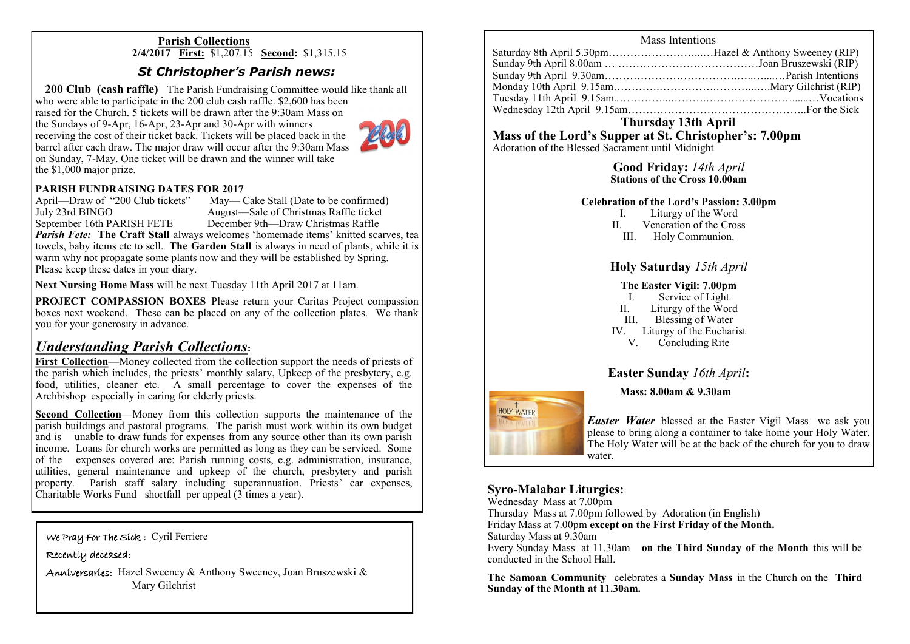**Parish Collections**
**2/4/2017 First:** $1,207.15 **Second:** $1,315.15

## *St Christopher's Parish news:*

**200 Club (cash raffle)** The Parish Fundraising Committee would like thank all who were able to participate in the 200 club cash raffle. $2,600 has been raised for the Church. 5 tickets will be drawn after the 9:30am Mass on the Sundays of 9-Apr, 16-Apr, 23-Apr and 30-Apr with winners receiving the cost of their ticket back. Tickets will be placed back in the barrel after each draw. The major draw will occur after the 9:30am Mass on Sunday, 7-May. One ticket will be drawn and the winner will take the $1,000 major prize.

**PARISH FUNDRAISING DATES FOR 2017**

| | |
|---|---|
| April—Draw of "200 Club tickets" | May— Cake Stall (Date to be confirmed) |
| July 23rd BINGO | August—Sale of Christmas Raffle ticket |
| September 16th PARISH FETE | December 9th—Draw Christmas Raffle |

***Parish Fete:*** **The Craft Stall** always welcomes 'homemade items' knitted scarves, tea towels, baby items etc to sell. **The Garden Stall** is always in need of plants, while it is warm why not propagate some plants now and they will be established by Spring. Please keep these dates in your diary.

**Next Nursing Home Mass** will be next Tuesday 11th April 2017 at 11am.

**PROJECT COMPASSION BOXES** Please return your Caritas Project compassion boxes next weekend. These can be placed on any of the collection plates. We thank you for your generosity in advance.

## *Understanding Parish Collections*:

**First Collection—**Money collected from the collection support the needs of priests of the parish which includes, the priests' monthly salary, Upkeep of the presbytery, e.g. food, utilities, cleaner etc. A small percentage to cover the expenses of the Archbishop especially in caring for elderly priests.

**Second Collection**—Money from this collection supports the maintenance of the parish buildings and pastoral programs. The parish must work within its own budget and is unable to draw funds for expenses from any source other than its own parish income. Loans for church works are permitted as long as they can be serviced. Some of the expenses covered are: Parish running costs, e.g. administration, insurance, utilities, general maintenance and upkeep of the church, presbytery and parish property. Parish staff salary including superannuation. Priests' car expenses, Charitable Works Fund shortfall per appeal (3 times a year).

We Pray For The Sick : Cyril Ferriere

Recently deceased:

Anniversaries: Hazel Sweeney & Anthony Sweeney, Joan Bruszewski & Mary Gilchrist

### Mass Intentions

Saturday 8th April 5.30pm……………………...…Hazel & Anthony Sweeney (RIP)
Sunday 9th April 8.00am … …………………………………Joan Bruszewski (RIP)
Sunday 9th April 9.30am……………………………….…..…....…Parish Intentions
Monday 10th April 9.15am…………….……………….………..….Mary Gilchrist (RIP)
Tuesday 11th April 9.15am..…………...……….…………………......…Vocations
Wednesday 12th April 9.15am…………………………………………..For the Sick

**Thursday 13th April**

**Mass of the Lord's Supper at St. Christopher's: 7.00pm**
Adoration of the Blessed Sacrament until Midnight

**Good Friday:** *14th April*
**Stations of the Cross 10.00am**

**Celebration of the Lord's Passion: 3.00pm**

I. Liturgy of the Word
II. Veneration of the Cross
III. Holy Communion.

**Holy Saturday** *15th April*

**The Easter Vigil: 7.00pm**

I. Service of Light
II. Liturgy of the Word
III. Blessing of Water
IV. Liturgy of the Eucharist
V. Concluding Rite

**Easter Sunday** *16th April***:**

**Mass: 8.00am & 9.30am**

***Easter Water*** blessed at the Easter Vigil Mass we ask you please to bring along a container to take home your Holy Water. The Holy Water will be at the back of the church for you to draw water.

## Syro-Malabar Liturgies:

Wednesday Mass at 7.00pm
Thursday Mass at 7.00pm followed by Adoration (in English)
Friday Mass at 7.00pm **except on the First Friday of the Month.**
Saturday Mass at 9.30am
Every Sunday Mass at 11.30am **on the Third Sunday of the Month** this will be conducted in the School Hall.

**The Samoan Community** celebrates a **Sunday Mass** in the Church on the **Third Sunday of the Month at 11.30am.**